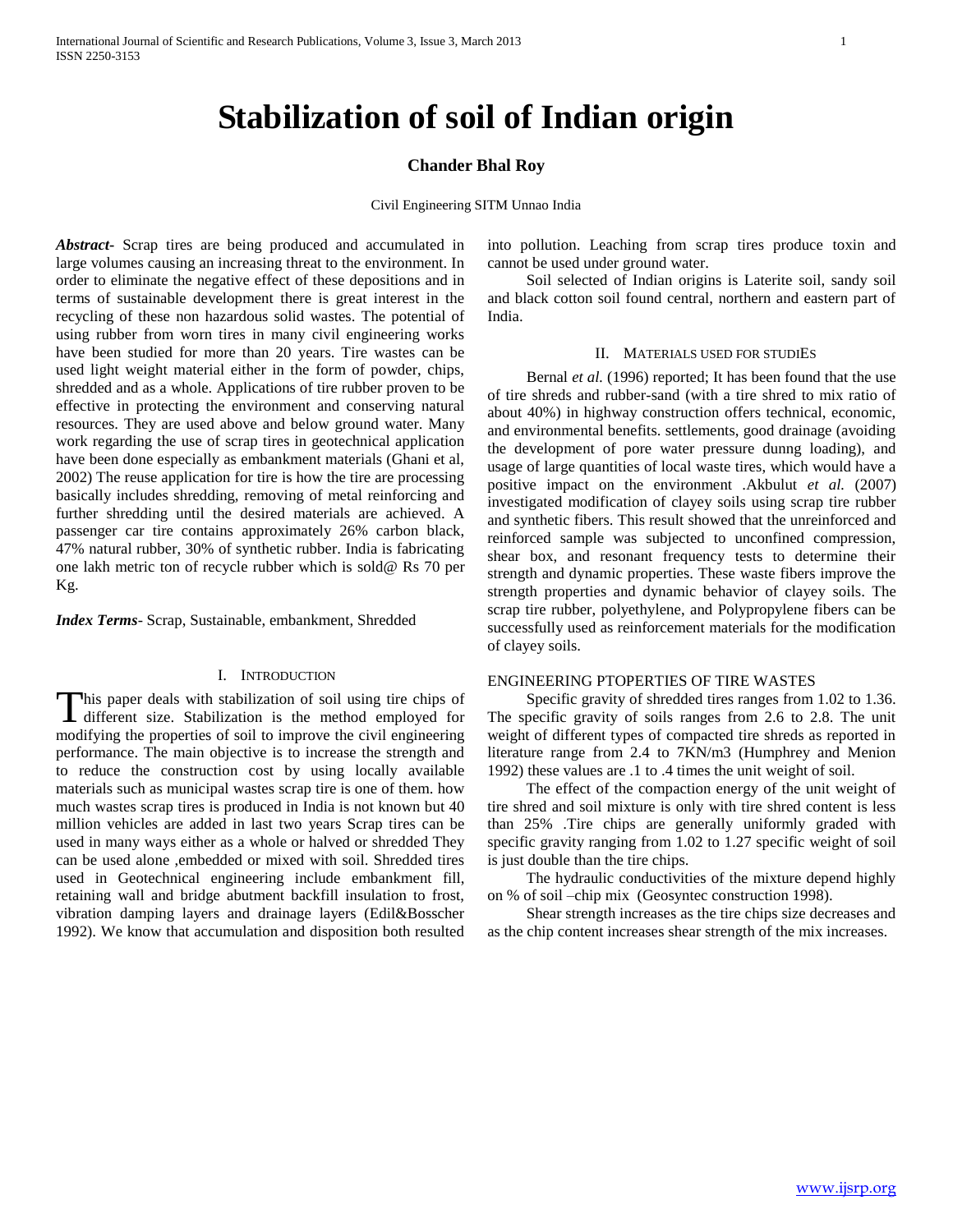# Stabilization of soil of Indian origin

**Chander Bhal Roy**

Civil Engineering SITM Unnao India

***Abstract***- Scrap tires are being produced and accumulated in large volumes causing an increasing threat to the environment. In order to eliminate the negative effect of these depositions and in terms of sustainable development there is great interest in the recycling of these non hazardous solid wastes. The potential of using rubber from worn tires in many civil engineering works have been studied for more than 20 years. Tire wastes can be used light weight material either in the form of powder, chips, shredded and as a whole. Applications of tire rubber proven to be effective in protecting the environment and conserving natural resources. They are used above and below ground water. Many work regarding the use of scrap tires in geotechnical application have been done especially as embankment materials (Ghani et al, 2002) The reuse application for tire is how the tire are processing basically includes shredding, removing of metal reinforcing and further shredding until the desired materials are achieved. A passenger car tire contains approximately 26% carbon black, 47% natural rubber, 30% of synthetic rubber. India is fabricating one lakh metric ton of recycle rubber which is sold@ Rs 70 per Kg.

***Index Terms***- Scrap, Sustainable, embankment, Shredded

## I. Introduction

This paper deals with stabilization of soil using tire chips of different size. Stabilization is the method employed for modifying the properties of soil to improve the civil engineering performance. The main objective is to increase the strength and to reduce the construction cost by using locally available materials such as municipal wastes scrap tire is one of them. how much wastes scrap tires is produced in India is not known but 40 million vehicles are added in last two years Scrap tires can be used in many ways either as a whole or halved or shredded They can be used alone ,embedded or mixed with soil. Shredded tires used in Geotechnical engineering include embankment fill, retaining wall and bridge abutment backfill insulation to frost, vibration damping layers and drainage layers (Edil&Bosscher 1992). We know that accumulation and disposition both resulted into pollution. Leaching from scrap tires produce toxin and cannot be used under ground water.

Soil selected of Indian origins is Laterite soil, sandy soil and black cotton soil found central, northern and eastern part of India.

## II. Materials used for studiEs

Bernal *et al.* (1996) reported; It has been found that the use of tire shreds and rubber-sand (with a tire shred to mix ratio of about 40%) in highway construction offers technical, economic, and environmental benefits. settlements, good drainage (avoiding the development of pore water pressure dunng loading), and usage of large quantities of local waste tires, which would have a positive impact on the environment .Akbulut *et al.* (2007) investigated modification of clayey soils using scrap tire rubber and synthetic fibers. This result showed that the unreinforced and reinforced sample was subjected to unconfined compression, shear box, and resonant frequency tests to determine their strength and dynamic properties. These waste fibers improve the strength properties and dynamic behavior of clayey soils. The scrap tire rubber, polyethylene, and Polypropylene fibers can be successfully used as reinforcement materials for the modification of clayey soils.

ENGINEERING PTOPERTIES OF TIRE WASTES

Specific gravity of shredded tires ranges from 1.02 to 1.36. The specific gravity of soils ranges from 2.6 to 2.8. The unit weight of different types of compacted tire shreds as reported in literature range from 2.4 to 7KN/m3 (Humphrey and Menion 1992) these values are .1 to .4 times the unit weight of soil.

The effect of the compaction energy of the unit weight of tire shred and soil mixture is only with tire shred content is less than 25% .Tire chips are generally uniformly graded with specific gravity ranging from 1.02 to 1.27 specific weight of soil is just double than the tire chips.

The hydraulic conductivities of the mixture depend highly on % of soil –chip mix (Geosyntec construction 1998).

Shear strength increases as the tire chips size decreases and as the chip content increases shear strength of the mix increases.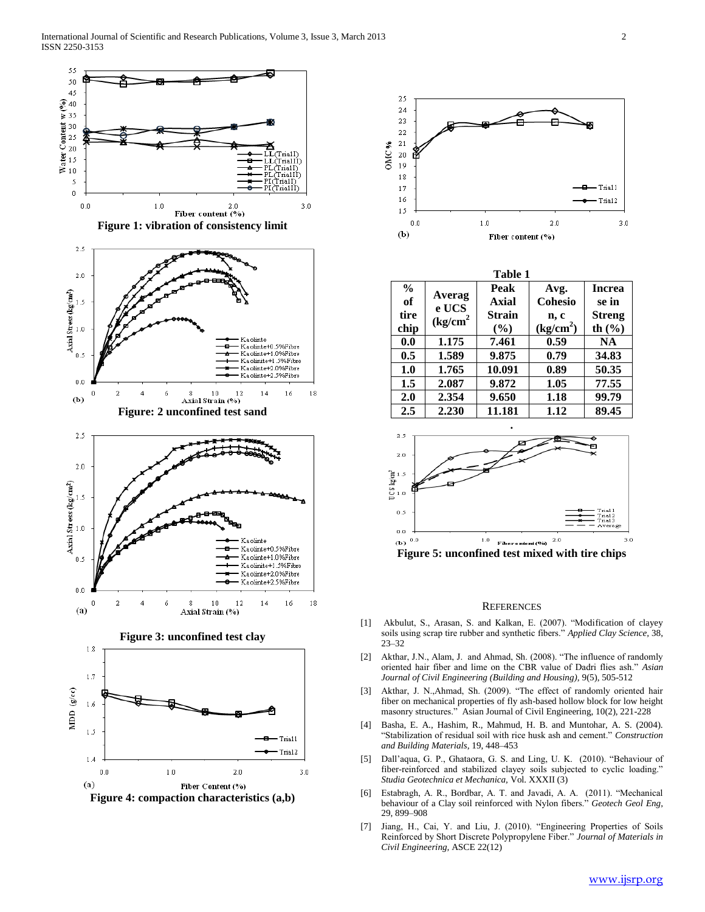Figure 1: vibration of consistency limit

Figure: 2 unconfined test sand

Figure 3: unconfined test clay

Figure 4: compaction characteristics (a,b)

Table 1

| % of tire chip | Average UCS (kg/cm$^2$) | Peak Axial Strain (%) | Avg. Cohesion, c (kg/cm$^2$) | Increase in Strength (%) |
|---|---|---|---|---|
| 0.0 | 1.175 | 7.461 | 0.59 | NA |
| 0.5 | 1.589 | 9.875 | 0.79 | 34.83 |
| 1.0 | 1.765 | 10.091 | 0.89 | 50.35 |
| 1.5 | 2.087 | 9.872 | 1.05 | 77.55 |
| 2.0 | 2.354 | 9.650 | 1.18 | 99.79 |
| 2.5 | 2.230 | 11.181 | 1.12 | 89.45 |

Figure 5: unconfined test mixed with tire chips

## REFERENCES

[1] Akbulut, S., Arasan, S. and Kalkan, E. (2007). "Modification of clayey soils using scrap tire rubber and synthetic fibers." *Applied Clay Science*, 38, 23–32

[2] Akthar, J.N., Alam, J. and Ahmad, Sh. (2008). "The influence of randomly oriented hair fiber and lime on the CBR value of Dadri flies ash." *Asian Journal of Civil Engineering (Building and Housing)*, 9(5), 505-512

[3] Akthar, J. N.,Ahmad, Sh. (2009). "The effect of randomly oriented hair fiber on mechanical properties of fly ash-based hollow block for low height masonry structures." Asian Journal of Civil Engineering, 10(2), 221-228

[4] Basha, E. A., Hashim, R., Mahmud, H. B. and Muntohar, A. S. (2004). "Stabilization of residual soil with rice husk ash and cement." *Construction and Building Materials*, 19, 448–453

[5] Dall'aqua, G. P., Ghataora, G. S. and Ling, U. K. (2010). "Behaviour of fiber-reinforced and stabilized clayey soils subjected to cyclic loading." *Studia Geotechnica et Mechanica*, Vol. XXXII (3)

[6] Estabragh, A. R., Bordbar, A. T. and Javadi, A. A. (2011). "Mechanical behaviour of a Clay soil reinforced with Nylon fibers." *Geotech Geol Eng*, 29, 899–908

[7] Jiang, H., Cai, Y. and Liu, J. (2010). "Engineering Properties of Soils Reinforced by Short Discrete Polypropylene Fiber." *Journal of Materials in Civil Engineering*, ASCE 22(12)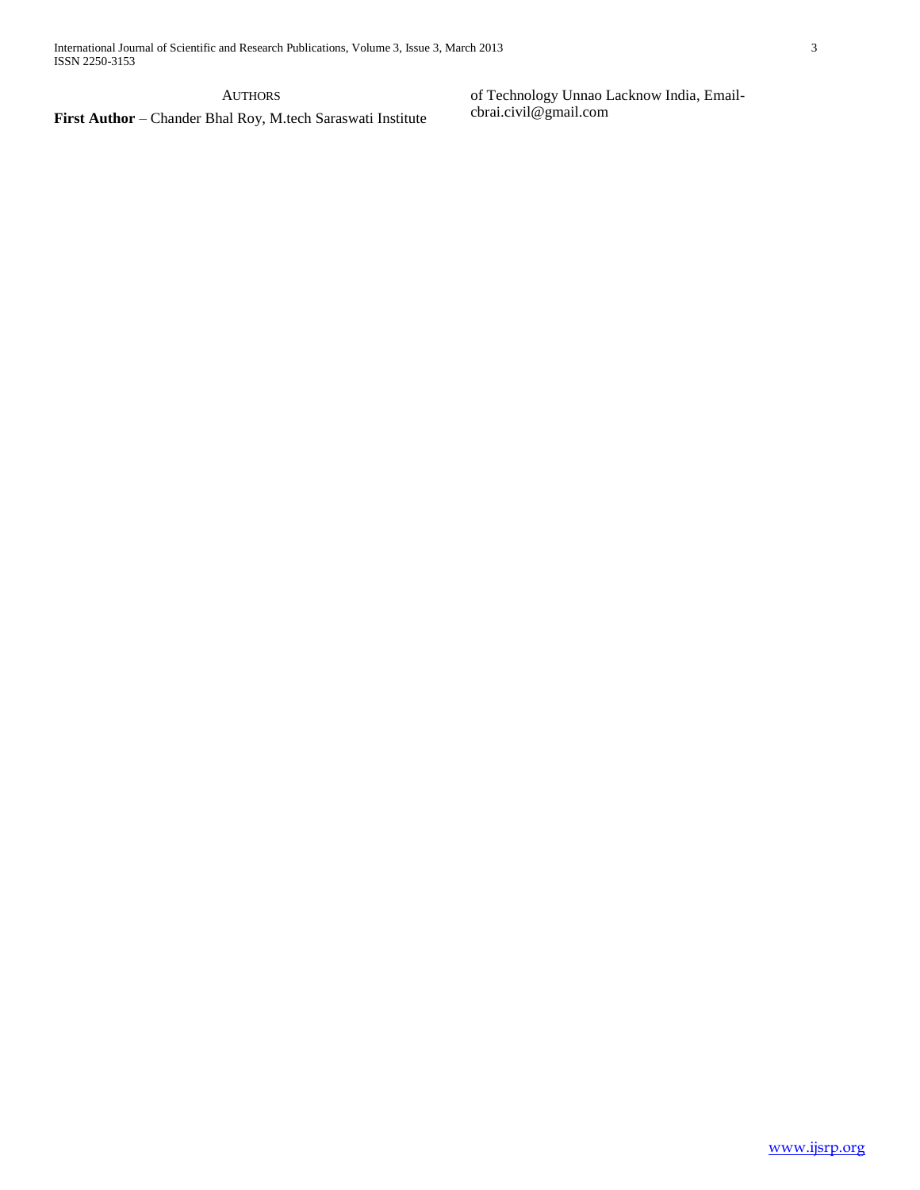## AUTHORS

**First Author** – Chander Bhal Roy, M.tech Saraswati Institute of Technology Unnao Lacknow India, Email-cbrai.civil@gmail.com